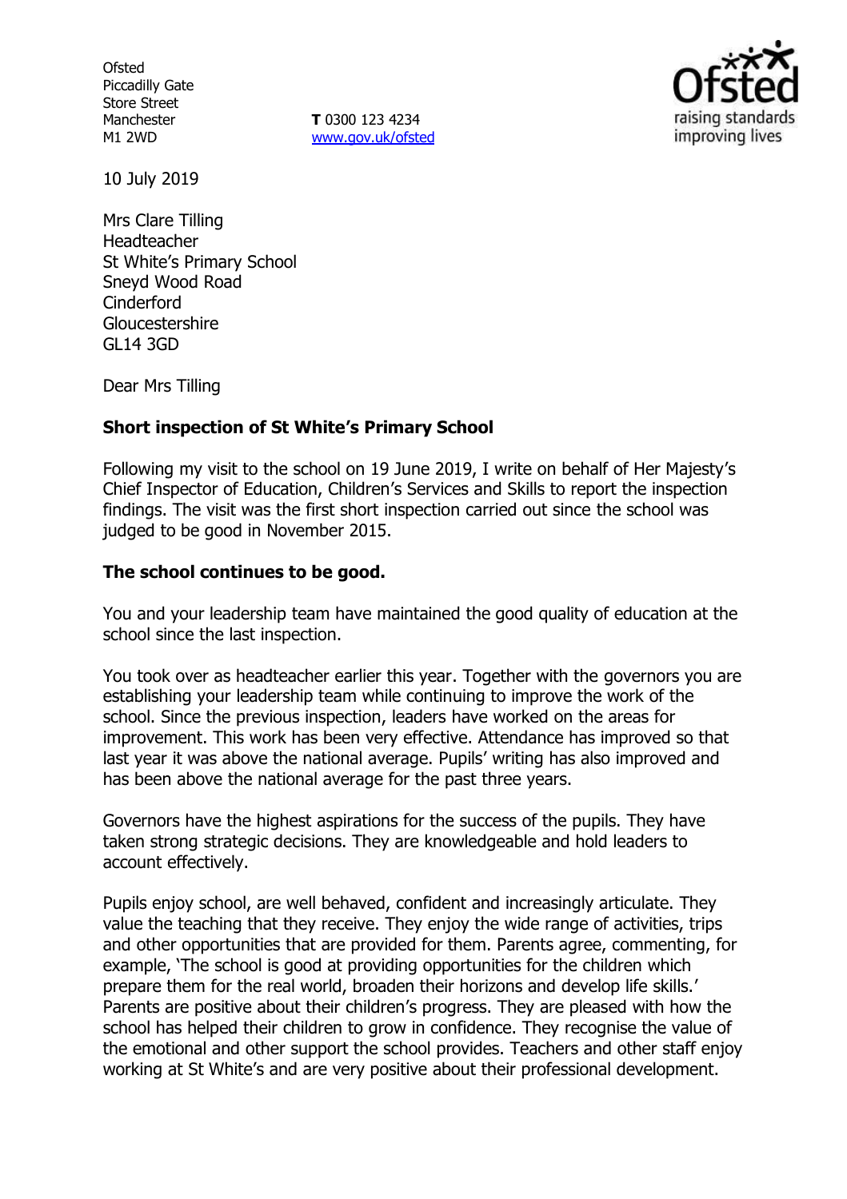Ofsted
Piccadilly Gate
Store Street
Manchester
M1 2WD

**T** 0300 123 4234
www.gov.uk/ofsted

10 July 2019

Mrs Clare Tilling
Headteacher
St White's Primary School
Sneyd Wood Road
Cinderford
Gloucestershire
GL14 3GD

Dear Mrs Tilling

**Short inspection of St White's Primary School**

Following my visit to the school on 19 June 2019, I write on behalf of Her Majesty's Chief Inspector of Education, Children's Services and Skills to report the inspection findings. The visit was the first short inspection carried out since the school was judged to be good in November 2015.

**The school continues to be good.**

You and your leadership team have maintained the good quality of education at the school since the last inspection.

You took over as headteacher earlier this year. Together with the governors you are establishing your leadership team while continuing to improve the work of the school. Since the previous inspection, leaders have worked on the areas for improvement. This work has been very effective. Attendance has improved so that last year it was above the national average. Pupils' writing has also improved and has been above the national average for the past three years.

Governors have the highest aspirations for the success of the pupils. They have taken strong strategic decisions. They are knowledgeable and hold leaders to account effectively.

Pupils enjoy school, are well behaved, confident and increasingly articulate. They value the teaching that they receive. They enjoy the wide range of activities, trips and other opportunities that are provided for them. Parents agree, commenting, for example, 'The school is good at providing opportunities for the children which prepare them for the real world, broaden their horizons and develop life skills.' Parents are positive about their children's progress. They are pleased with how the school has helped their children to grow in confidence. They recognise the value of the emotional and other support the school provides. Teachers and other staff enjoy working at St White's and are very positive about their professional development.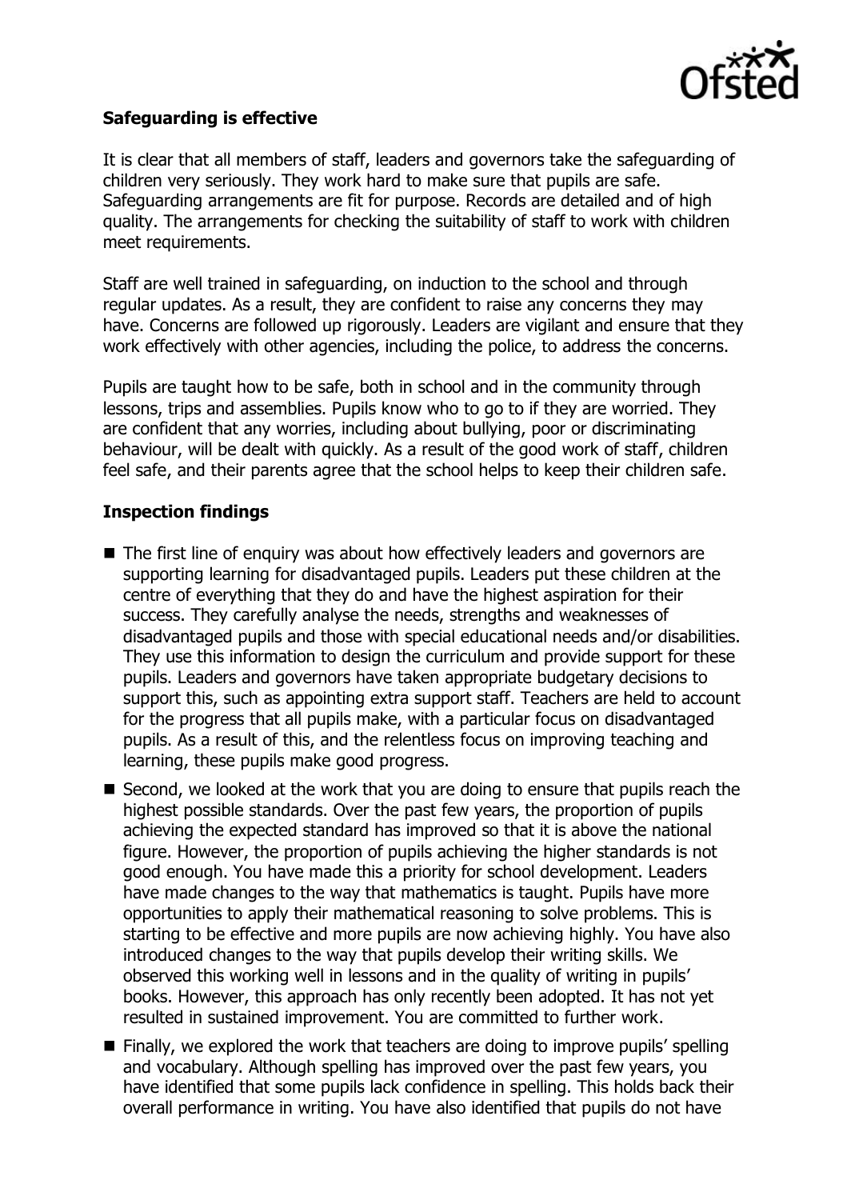### Safeguarding is effective

It is clear that all members of staff, leaders and governors take the safeguarding of children very seriously. They work hard to make sure that pupils are safe. Safeguarding arrangements are fit for purpose. Records are detailed and of high quality. The arrangements for checking the suitability of staff to work with children meet requirements.

Staff are well trained in safeguarding, on induction to the school and through regular updates. As a result, they are confident to raise any concerns they may have. Concerns are followed up rigorously. Leaders are vigilant and ensure that they work effectively with other agencies, including the police, to address the concerns.

Pupils are taught how to be safe, both in school and in the community through lessons, trips and assemblies. Pupils know who to go to if they are worried. They are confident that any worries, including about bullying, poor or discriminating behaviour, will be dealt with quickly. As a result of the good work of staff, children feel safe, and their parents agree that the school helps to keep their children safe.

### Inspection findings

- The first line of enquiry was about how effectively leaders and governors are supporting learning for disadvantaged pupils. Leaders put these children at the centre of everything that they do and have the highest aspiration for their success. They carefully analyse the needs, strengths and weaknesses of disadvantaged pupils and those with special educational needs and/or disabilities. They use this information to design the curriculum and provide support for these pupils. Leaders and governors have taken appropriate budgetary decisions to support this, such as appointing extra support staff. Teachers are held to account for the progress that all pupils make, with a particular focus on disadvantaged pupils. As a result of this, and the relentless focus on improving teaching and learning, these pupils make good progress.
- Second, we looked at the work that you are doing to ensure that pupils reach the highest possible standards. Over the past few years, the proportion of pupils achieving the expected standard has improved so that it is above the national figure. However, the proportion of pupils achieving the higher standards is not good enough. You have made this a priority for school development. Leaders have made changes to the way that mathematics is taught. Pupils have more opportunities to apply their mathematical reasoning to solve problems. This is starting to be effective and more pupils are now achieving highly. You have also introduced changes to the way that pupils develop their writing skills. We observed this working well in lessons and in the quality of writing in pupils' books. However, this approach has only recently been adopted. It has not yet resulted in sustained improvement. You are committed to further work.
- Finally, we explored the work that teachers are doing to improve pupils' spelling and vocabulary. Although spelling has improved over the past few years, you have identified that some pupils lack confidence in spelling. This holds back their overall performance in writing. You have also identified that pupils do not have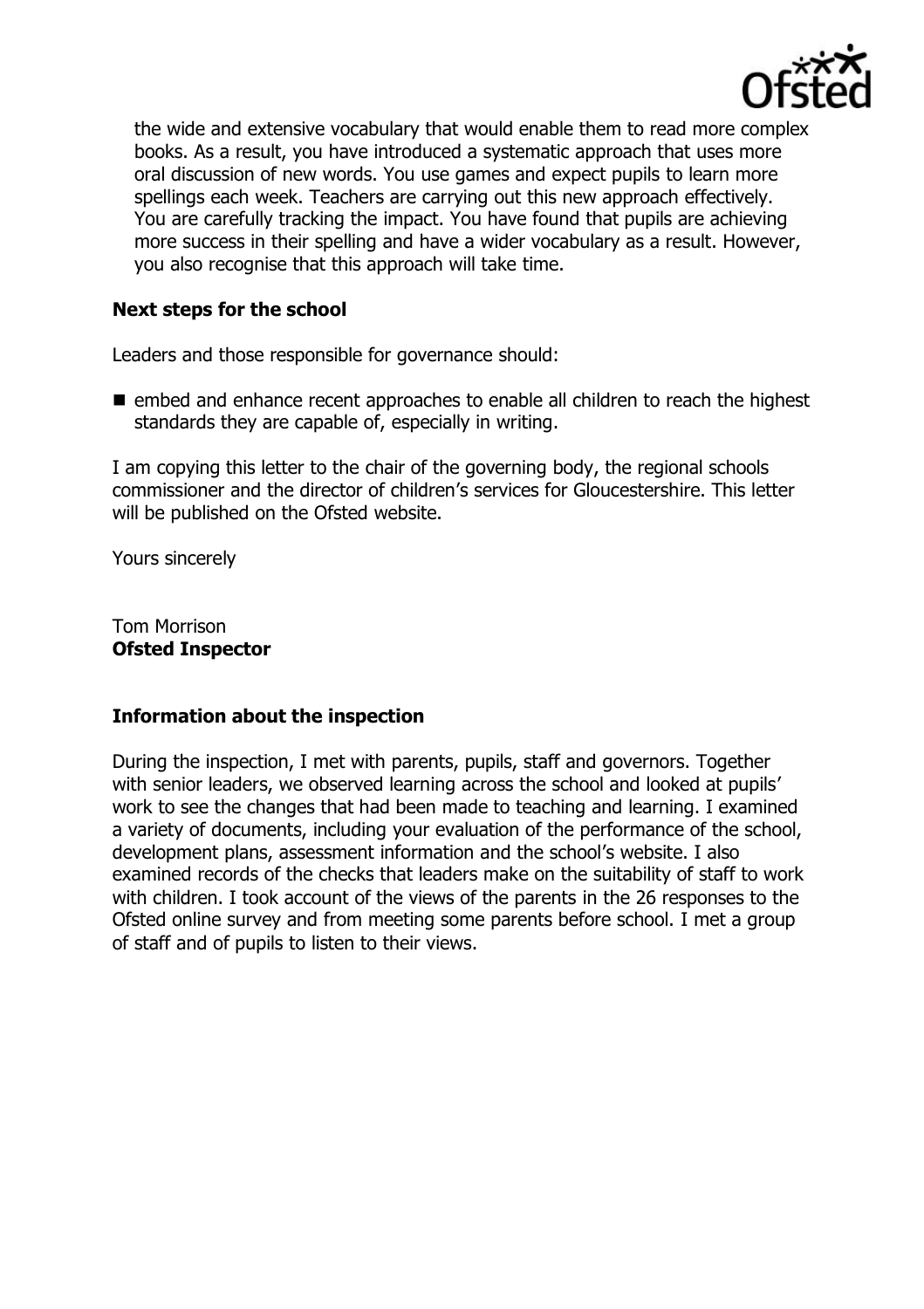the wide and extensive vocabulary that would enable them to read more complex books. As a result, you have introduced a systematic approach that uses more oral discussion of new words. You use games and expect pupils to learn more spellings each week. Teachers are carrying out this new approach effectively. You are carefully tracking the impact. You have found that pupils are achieving more success in their spelling and have a wider vocabulary as a result. However, you also recognise that this approach will take time.

## Next steps for the school

Leaders and those responsible for governance should:

- embed and enhance recent approaches to enable all children to reach the highest standards they are capable of, especially in writing.

I am copying this letter to the chair of the governing body, the regional schools commissioner and the director of children's services for Gloucestershire. This letter will be published on the Ofsted website.

Yours sincerely

Tom Morrison
**Ofsted Inspector**

## Information about the inspection

During the inspection, I met with parents, pupils, staff and governors. Together with senior leaders, we observed learning across the school and looked at pupils' work to see the changes that had been made to teaching and learning. I examined a variety of documents, including your evaluation of the performance of the school, development plans, assessment information and the school's website. I also examined records of the checks that leaders make on the suitability of staff to work with children. I took account of the views of the parents in the 26 responses to the Ofsted online survey and from meeting some parents before school. I met a group of staff and of pupils to listen to their views.